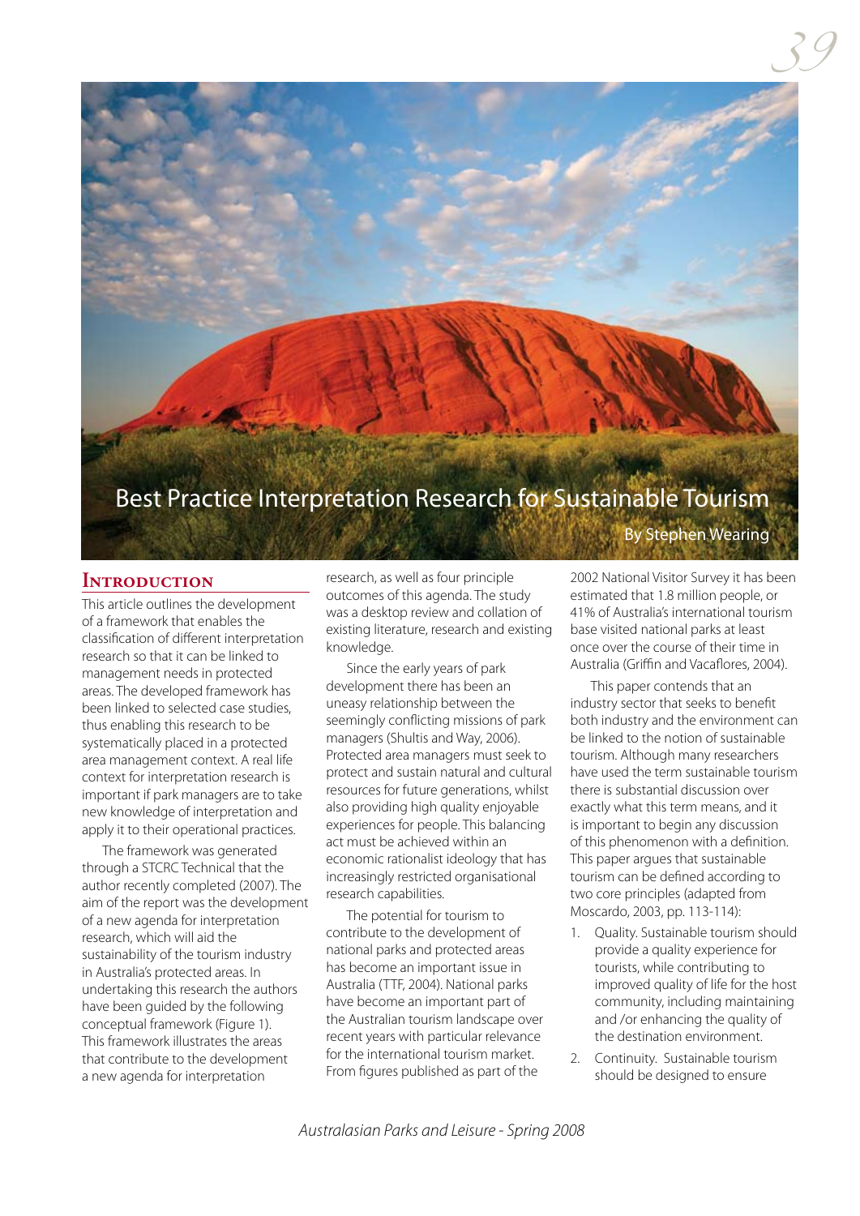# Best Practice Interpretation Research for Sustainable Tourism

By Stephen Wearing

## Introduction

This article outlines the development of a framework that enables the classification of different interpretation research so that it can be linked to management needs in protected areas. The developed framework has been linked to selected case studies, thus enabling this research to be systematically placed in a protected area management context. A real life context for interpretation research is important if park managers are to take new knowledge of interpretation and apply it to their operational practices.

The framework was generated through a STCRC Technical that the author recently completed (2007). The aim of the report was the development of a new agenda for interpretation research, which will aid the sustainability of the tourism industry in Australia's protected areas. In undertaking this research the authors have been guided by the following conceptual framework (Figure 1). This framework illustrates the areas that contribute to the development a new agenda for interpretation research, as well as four principle outcomes of this agenda. The study was a desktop review and collation of existing literature, research and existing knowledge.

Since the early years of park development there has been an uneasy relationship between the seemingly conflicting missions of park managers (Shultis and Way, 2006). Protected area managers must seek to protect and sustain natural and cultural resources for future generations, whilst also providing high quality enjoyable experiences for people. This balancing act must be achieved within an economic rationalist ideology that has increasingly restricted organisational research capabilities.

The potential for tourism to contribute to the development of national parks and protected areas has become an important issue in Australia (TTF, 2004). National parks have become an important part of the Australian tourism landscape over recent years with particular relevance for the international tourism market. From figures published as part of the 2002 National Visitor Survey it has been estimated that 1.8 million people, or 41% of Australia's international tourism base visited national parks at least once over the course of their time in Australia (Griffin and Vacaflores, 2004).

This paper contends that an industry sector that seeks to benefit both industry and the environment can be linked to the notion of sustainable tourism. Although many researchers have used the term sustainable tourism there is substantial discussion over exactly what this term means, and it is important to begin any discussion of this phenomenon with a definition. This paper argues that sustainable tourism can be defined according to two core principles (adapted from Moscardo, 2003, pp. 113-114):

1. Quality. Sustainable tourism should provide a quality experience for tourists, while contributing to improved quality of life for the host community, including maintaining and /or enhancing the quality of the destination environment.
2. Continuity. Sustainable tourism should be designed to ensure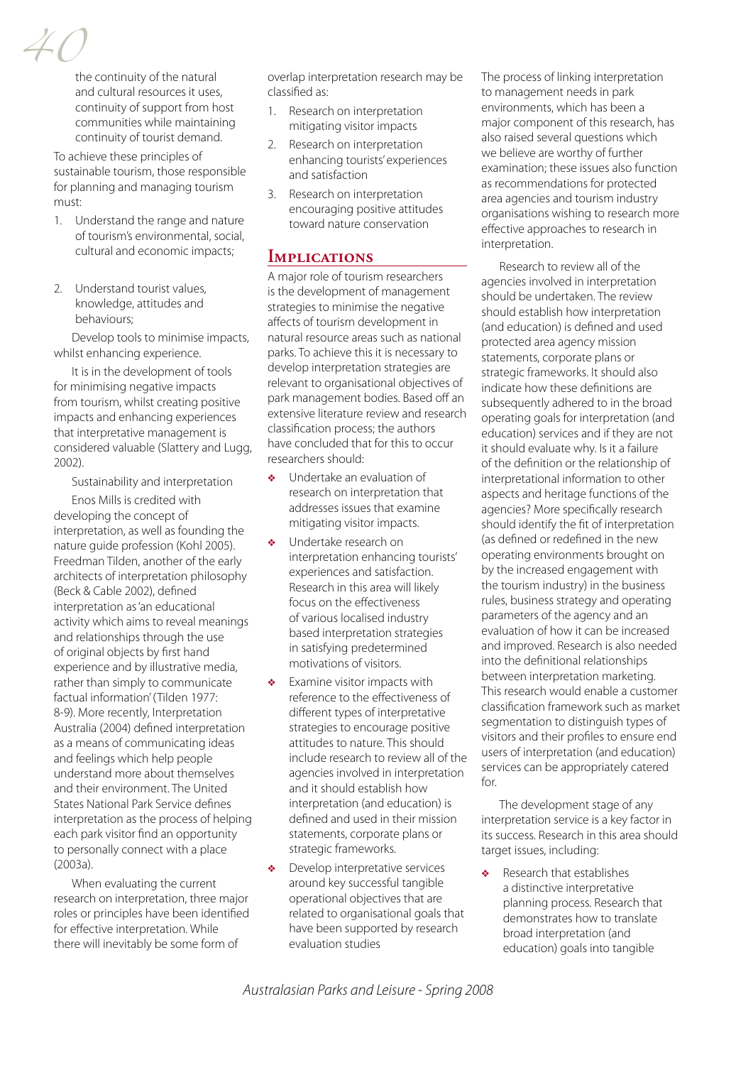the continuity of the natural and cultural resources it uses, continuity of support from host communities while maintaining continuity of tourist demand.

To achieve these principles of sustainable tourism, those responsible for planning and managing tourism must:

1. Understand the range and nature of tourism's environmental, social, cultural and economic impacts;

2. Understand tourist values, knowledge, attitudes and behaviours;

Develop tools to minimise impacts, whilst enhancing experience.

It is in the development of tools for minimising negative impacts from tourism, whilst creating positive impacts and enhancing experiences that interpretative management is considered valuable (Slattery and Lugg, 2002).

Sustainability and interpretation

Enos Mills is credited with developing the concept of interpretation, as well as founding the nature guide profession (Kohl 2005). Freedman Tilden, another of the early architects of interpretation philosophy (Beck & Cable 2002), defined interpretation as 'an educational activity which aims to reveal meanings and relationships through the use of original objects by first hand experience and by illustrative media, rather than simply to communicate factual information' (Tilden 1977: 8-9). More recently, Interpretation Australia (2004) defined interpretation as a means of communicating ideas and feelings which help people understand more about themselves and their environment. The United States National Park Service defines interpretation as the process of helping each park visitor find an opportunity to personally connect with a place (2003a).

When evaluating the current research on interpretation, three major roles or principles have been identified for effective interpretation. While there will inevitably be some form of overlap interpretation research may be classified as:

1. Research on interpretation mitigating visitor impacts
2. Research on interpretation enhancing tourists' experiences and satisfaction
3. Research on interpretation encouraging positive attitudes toward nature conservation

## Implications

A major role of tourism researchers is the development of management strategies to minimise the negative affects of tourism development in natural resource areas such as national parks. To achieve this it is necessary to develop interpretation strategies are relevant to organisational objectives of park management bodies. Based off an extensive literature review and research classification process; the authors have concluded that for this to occur researchers should:

- Undertake an evaluation of research on interpretation that addresses issues that examine mitigating visitor impacts.
- Undertake research on interpretation enhancing tourists' experiences and satisfaction. Research in this area will likely focus on the effectiveness of various localised industry based interpretation strategies in satisfying predetermined motivations of visitors.
- Examine visitor impacts with reference to the effectiveness of different types of interpretative strategies to encourage positive attitudes to nature. This should include research to review all of the agencies involved in interpretation and it should establish how interpretation (and education) is defined and used in their mission statements, corporate plans or strategic frameworks.
- Develop interpretative services around key successful tangible operational objectives that are related to organisational goals that have been supported by research evaluation studies

The process of linking interpretation to management needs in park environments, which has been a major component of this research, has also raised several questions which we believe are worthy of further examination; these issues also function as recommendations for protected area agencies and tourism industry organisations wishing to research more effective approaches to research in interpretation.

Research to review all of the agencies involved in interpretation should be undertaken. The review should establish how interpretation (and education) is defined and used protected area agency mission statements, corporate plans or strategic frameworks. It should also indicate how these definitions are subsequently adhered to in the broad operating goals for interpretation (and education) services and if they are not it should evaluate why. Is it a failure of the definition or the relationship of interpretational information to other aspects and heritage functions of the agencies? More specifically research should identify the fit of interpretation (as defined or redefined in the new operating environments brought on by the increased engagement with the tourism industry) in the business rules, business strategy and operating parameters of the agency and an evaluation of how it can be increased and improved. Research is also needed into the definitional relationships between interpretation marketing. This research would enable a customer classification framework such as market segmentation to distinguish types of visitors and their profiles to ensure end users of interpretation (and education) services can be appropriately catered for.

The development stage of any interpretation service is a key factor in its success. Research in this area should target issues, including:

- Research that establishes a distinctive interpretative planning process. Research that demonstrates how to translate broad interpretation (and education) goals into tangible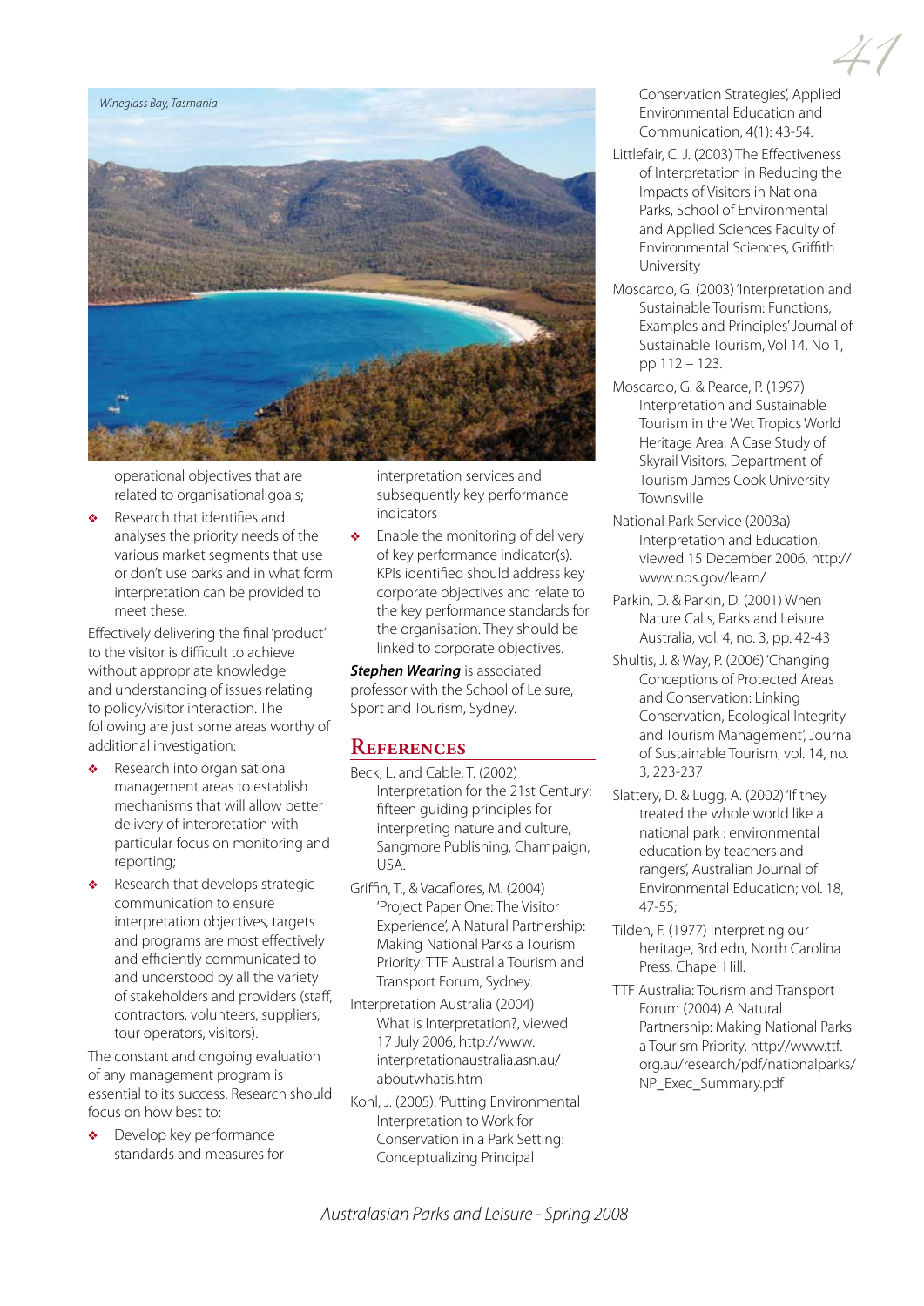*Wineglass Bay, Tasmania*

operational objectives that are related to organisational goals;

- Research that identifies and analyses the priority needs of the various market segments that use or don't use parks and in what form interpretation can be provided to meet these.

Effectively delivering the final 'product' to the visitor is difficult to achieve without appropriate knowledge and understanding of issues relating to policy/visitor interaction. The following are just some areas worthy of additional investigation:

- Research into organisational management areas to establish mechanisms that will allow better delivery of interpretation with particular focus on monitoring and reporting;
- Research that develops strategic communication to ensure interpretation objectives, targets and programs are most effectively and efficiently communicated to and understood by all the variety of stakeholders and providers (staff, contractors, volunteers, suppliers, tour operators, visitors).

The constant and ongoing evaluation of any management program is essential to its success. Research should focus on how best to:

- Develop key performance standards and measures for interpretation services and subsequently key performance indicators
- Enable the monitoring of delivery of key performance indicator(s). KPIs identified should address key corporate objectives and relate to the key performance standards for the organisation. They should be linked to corporate objectives.

***Stephen Wearing*** is associated professor with the School of Leisure, Sport and Tourism, Sydney.

## References

Beck, L. and Cable, T. (2002) Interpretation for the 21st Century: fifteen guiding principles for interpreting nature and culture, Sangmore Publishing, Champaign, USA.

Griffin, T., & Vacaflores, M. (2004) 'Project Paper One: The Visitor Experience', A Natural Partnership: Making National Parks a Tourism Priority: TTF Australia Tourism and Transport Forum, Sydney.

Interpretation Australia (2004) What is Interpretation?, viewed 17 July 2006, http://www.interpretationaustralia.asn.au/aboutwhatis.htm

Kohl, J. (2005). 'Putting Environmental Interpretation to Work for Conservation in a Park Setting: Conceptualizing Principal Conservation Strategies', Applied Environmental Education and Communication, 4(1): 43-54.

Littlefair, C. J. (2003) The Effectiveness of Interpretation in Reducing the Impacts of Visitors in National Parks, School of Environmental and Applied Sciences Faculty of Environmental Sciences, Griffith University

Moscardo, G. (2003) 'Interpretation and Sustainable Tourism: Functions, Examples and Principles' Journal of Sustainable Tourism, Vol 14, No 1, pp 112 – 123.

Moscardo, G. & Pearce, P. (1997) Interpretation and Sustainable Tourism in the Wet Tropics World Heritage Area: A Case Study of Skyrail Visitors, Department of Tourism James Cook University Townsville

National Park Service (2003a) Interpretation and Education, viewed 15 December 2006, http://www.nps.gov/learn/

Parkin, D. & Parkin, D. (2001) When Nature Calls, Parks and Leisure Australia, vol. 4, no. 3, pp. 42-43

Shultis, J. & Way, P. (2006) 'Changing Conceptions of Protected Areas and Conservation: Linking Conservation, Ecological Integrity and Tourism Management', Journal of Sustainable Tourism, vol. 14, no. 3, 223-237

Slattery, D. & Lugg, A. (2002) 'If they treated the whole world like a national park : environmental education by teachers and rangers', Australian Journal of Environmental Education; vol. 18, 47-55;

Tilden, F. (1977) Interpreting our heritage, 3rd edn, North Carolina Press, Chapel Hill.

TTF Australia: Tourism and Transport Forum (2004) A Natural Partnership: Making National Parks a Tourism Priority, http://www.ttf.org.au/research/pdf/nationalparks/NP_Exec_Summary.pdf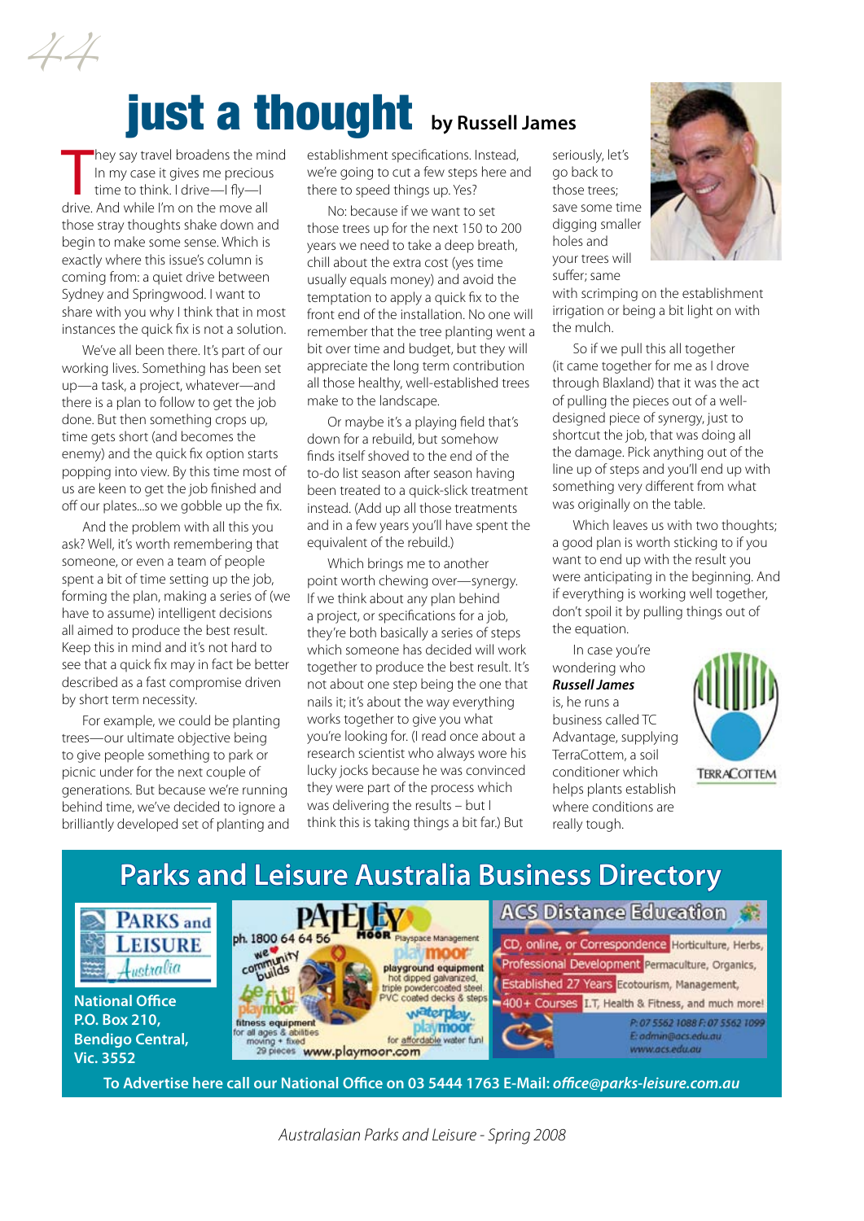# just a thought

**by Russell James**

They say travel broadens the mind. In my case it gives me precious time to think. I drive—I fly—I drive. And while I'm on the move all those stray thoughts shake down and begin to make some sense. Which is exactly where this issue's column is coming from: a quiet drive between Sydney and Springwood. I want to share with you why I think that in most instances the quick fix is not a solution.

We've all been there. It's part of our working lives. Something has been set up—a task, a project, whatever—and there is a plan to follow to get the job done. But then something crops up, time gets short (and becomes the enemy) and the quick fix option starts popping into view. By this time most of us are keen to get the job finished and off our plates...so we gobble up the fix.

And the problem with all this you ask? Well, it's worth remembering that someone, or even a team of people spent a bit of time setting up the job, forming the plan, making a series of (we have to assume) intelligent decisions all aimed to produce the best result. Keep this in mind and it's not hard to see that a quick fix may in fact be better described as a fast compromise driven by short term necessity.

For example, we could be planting trees—our ultimate objective being to give people something to park or picnic under for the next couple of generations. But because we're running behind time, we've decided to ignore a brilliantly developed set of planting and establishment specifications. Instead, we're going to cut a few steps here and there to speed things up. Yes?

No: because if we want to set those trees up for the next 150 to 200 years we need to take a deep breath, chill about the extra cost (yes time usually equals money) and avoid the temptation to apply a quick fix to the front end of the installation. No one will remember that the tree planting went a bit over time and budget, but they will appreciate the long term contribution all those healthy, well-established trees make to the landscape.

Or maybe it's a playing field that's down for a rebuild, but somehow finds itself shoved to the end of the to-do list season after season having been treated to a quick-slick treatment instead. (Add up all those treatments and in a few years you'll have spent the equivalent of the rebuild.)

Which brings me to another point worth chewing over—synergy. If we think about any plan behind a project, or specifications for a job, they're both basically a series of steps which someone has decided will work together to produce the best result. It's not about one step being the one that nails it; it's about the way everything works together to give you what you're looking for. (I read once about a research scientist who always wore his lucky jocks because he was convinced they were part of the process which was delivering the results – but I think this is taking things a bit far.) But seriously, let's go back to those trees; save some time digging smaller holes and your trees will suffer; same with scrimping on the establishment irrigation or being a bit light on with the mulch.

So if we pull this all together (it came together for me as I drove through Blaxland) that it was the act of pulling the pieces out of a well-designed piece of synergy, just to shortcut the job, that was doing all the damage. Pick anything out of the line up of steps and you'll end up with something very different from what was originally on the table.

Which leaves us with two thoughts; a good plan is worth sticking to if you want to end up with the result you were anticipating in the beginning. And if everything is working well together, don't spoil it by pulling things out of the equation.

In case you're wondering who ***Russell James*** is, he runs a business called TC Advantage, supplying TerraCottem, a soil conditioner which helps plants establish where conditions are really tough.

TERRACOTTEM

## Parks and Leisure Australia Business Directory

PARKS and LEISURE Australia

**National Office**
**P.O. Box 210,**
**Bendigo Central,**
**Vic. 3552**

PATELEY MOOR Playspace Management
ph. 1800 64 64 56
we ♥ community builds
playmoor playground equipment — hot dipped galvanized, triple powdercoated steel, PVC coated decks & steps
fit playmoor fitness equipment for all ages & abilities — moving + fixed — 29 pieces
waterplay playmoor for affordable water fun!
www.playmoor.com

ACS Distance Education
CD, online, or Correspondence — Horticulture, Herbs,
Professional Development — Permaculture, Organics,
Established 27 Years — Ecotourism, Management,
400+ Courses — I.T, Health & Fitness, and much more!
P: 07 5562 1088 F: 07 5562 1099
E: admin@acs.edu.au
www.acs.edu.au

**To Advertise here call our National Office on 03 5444 1763 E-Mail: *office@parks-leisure.com.au***